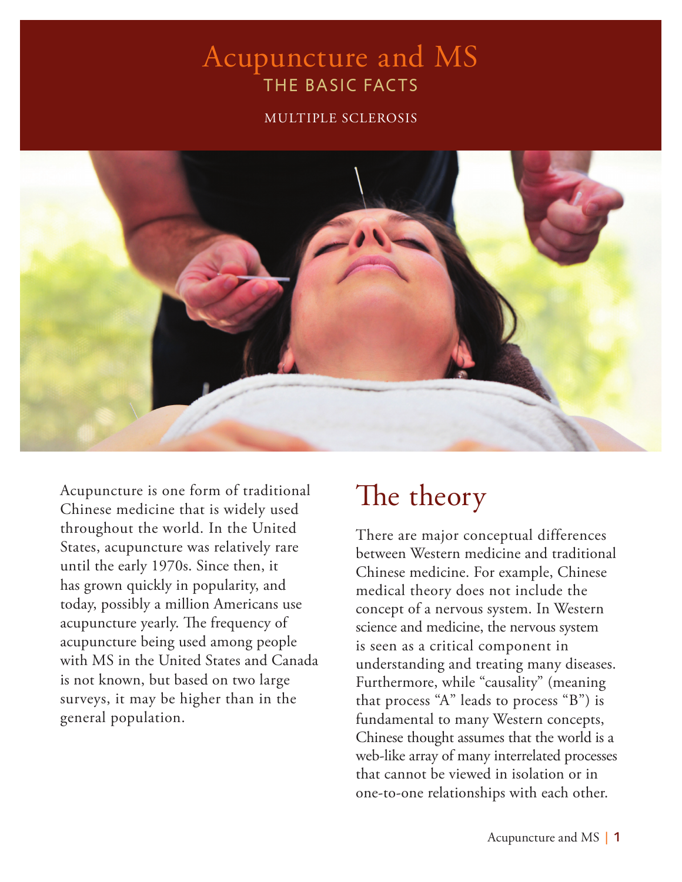# Acupuncture and MS

## THE BASIC FACTS

MULTIPLE SCLEROSIS

Acupuncture is one form of traditional Chinese medicine that is widely used throughout the world. In the United States, acupuncture was relatively rare until the early 1970s. Since then, it has grown quickly in popularity, and today, possibly a million Americans use acupuncture yearly. The frequency of acupuncture being used among people with MS in the United States and Canada is not known, but based on two large surveys, it may be higher than in the general population.

## The theory

There are major conceptual differences between Western medicine and traditional Chinese medicine. For example, Chinese medical theory does not include the concept of a nervous system. In Western science and medicine, the nervous system is seen as a critical component in understanding and treating many diseases. Furthermore, while "causality" (meaning that process "A" leads to process "B") is fundamental to many Western concepts, Chinese thought assumes that the world is a web-like array of many interrelated processes that cannot be viewed in isolation or in one-to-one relationships with each other.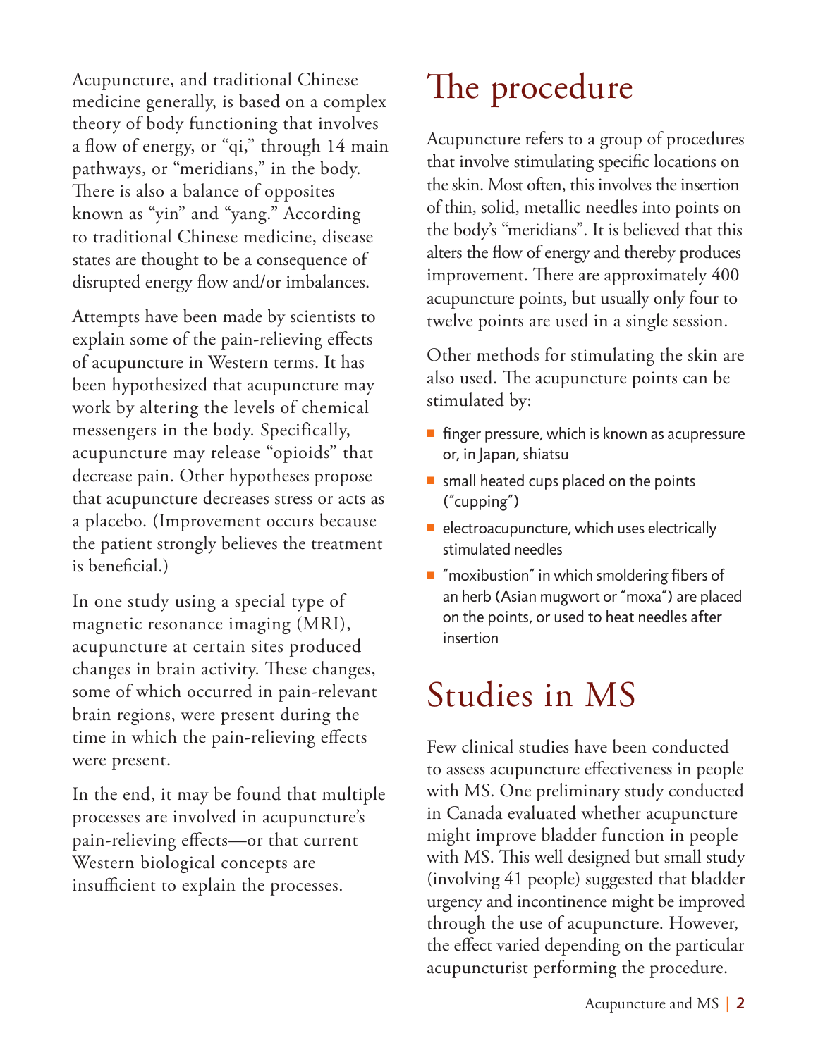Acupuncture, and traditional Chinese medicine generally, is based on a complex theory of body functioning that involves a flow of energy, or "qi," through 14 main pathways, or "meridians," in the body. There is also a balance of opposites known as "yin" and "yang." According to traditional Chinese medicine, disease states are thought to be a consequence of disrupted energy flow and/or imbalances.

Attempts have been made by scientists to explain some of the pain-relieving effects of acupuncture in Western terms. It has been hypothesized that acupuncture may work by altering the levels of chemical messengers in the body. Specifically, acupuncture may release "opioids" that decrease pain. Other hypotheses propose that acupuncture decreases stress or acts as a placebo. (Improvement occurs because the patient strongly believes the treatment is beneficial.)

In one study using a special type of magnetic resonance imaging (MRI), acupuncture at certain sites produced changes in brain activity. These changes, some of which occurred in pain-relevant brain regions, were present during the time in which the pain-relieving effects were present.

In the end, it may be found that multiple processes are involved in acupuncture's pain-relieving effects—or that current Western biological concepts are insufficient to explain the processes.

# The procedure

Acupuncture refers to a group of procedures that involve stimulating specific locations on the skin. Most often, this involves the insertion of thin, solid, metallic needles into points on the body's "meridians". It is believed that this alters the flow of energy and thereby produces improvement. There are approximately 400 acupuncture points, but usually only four to twelve points are used in a single session.

Other methods for stimulating the skin are also used. The acupuncture points can be stimulated by:

- finger pressure, which is known as acupressure or, in Japan, shiatsu
- small heated cups placed on the points ("cupping")
- electroacupuncture, which uses electrically stimulated needles
- "moxibustion" in which smoldering fibers of an herb (Asian mugwort or "moxa") are placed on the points, or used to heat needles after insertion

# Studies in MS

Few clinical studies have been conducted to assess acupuncture effectiveness in people with MS. One preliminary study conducted in Canada evaluated whether acupuncture might improve bladder function in people with MS. This well designed but small study (involving 41 people) suggested that bladder urgency and incontinence might be improved through the use of acupuncture. However, the effect varied depending on the particular acupuncturist performing the procedure.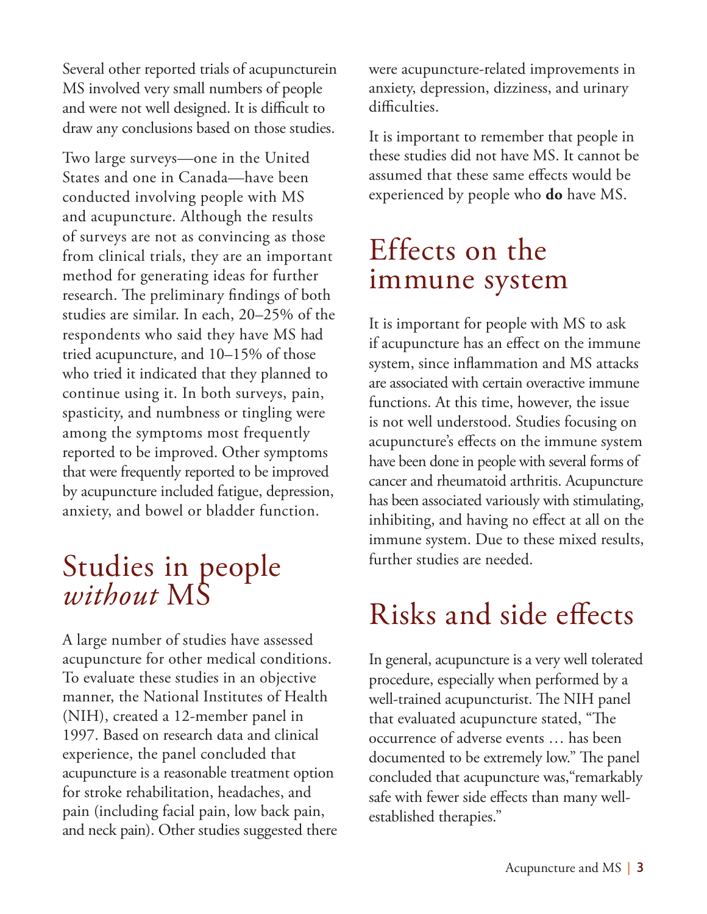Several other reported trials of acupuncturein MS involved very small numbers of people and were not well designed. It is difficult to draw any conclusions based on those studies.

Two large surveys—one in the United States and one in Canada—have been conducted involving people with MS and acupuncture. Although the results of surveys are not as convincing as those from clinical trials, they are an important method for generating ideas for further research. The preliminary findings of both studies are similar. In each, 20–25% of the respondents who said they have MS had tried acupuncture, and 10–15% of those who tried it indicated that they planned to continue using it. In both surveys, pain, spasticity, and numbness or tingling were among the symptoms most frequently reported to be improved. Other symptoms that were frequently reported to be improved by acupuncture included fatigue, depression, anxiety, and bowel or bladder function.

## Studies in people *without* MS

A large number of studies have assessed acupuncture for other medical conditions. To evaluate these studies in an objective manner, the National Institutes of Health (NIH), created a 12-member panel in 1997. Based on research data and clinical experience, the panel concluded that acupuncture is a reasonable treatment option for stroke rehabilitation, headaches, and pain (including facial pain, low back pain, and neck pain). Other studies suggested there were acupuncture-related improvements in anxiety, depression, dizziness, and urinary difficulties.

It is important to remember that people in these studies did not have MS. It cannot be assumed that these same effects would be experienced by people who **do** have MS.

## Effects on the immune system

It is important for people with MS to ask if acupuncture has an effect on the immune system, since inflammation and MS attacks are associated with certain overactive immune functions. At this time, however, the issue is not well understood. Studies focusing on acupuncture's effects on the immune system have been done in people with several forms of cancer and rheumatoid arthritis. Acupuncture has been associated variously with stimulating, inhibiting, and having no effect at all on the immune system. Due to these mixed results, further studies are needed.

## Risks and side effects

In general, acupuncture is a very well tolerated procedure, especially when performed by a well-trained acupuncturist. The NIH panel that evaluated acupuncture stated, "The occurrence of adverse events … has been documented to be extremely low." The panel concluded that acupuncture was,"remarkably safe with fewer side effects than many well-established therapies."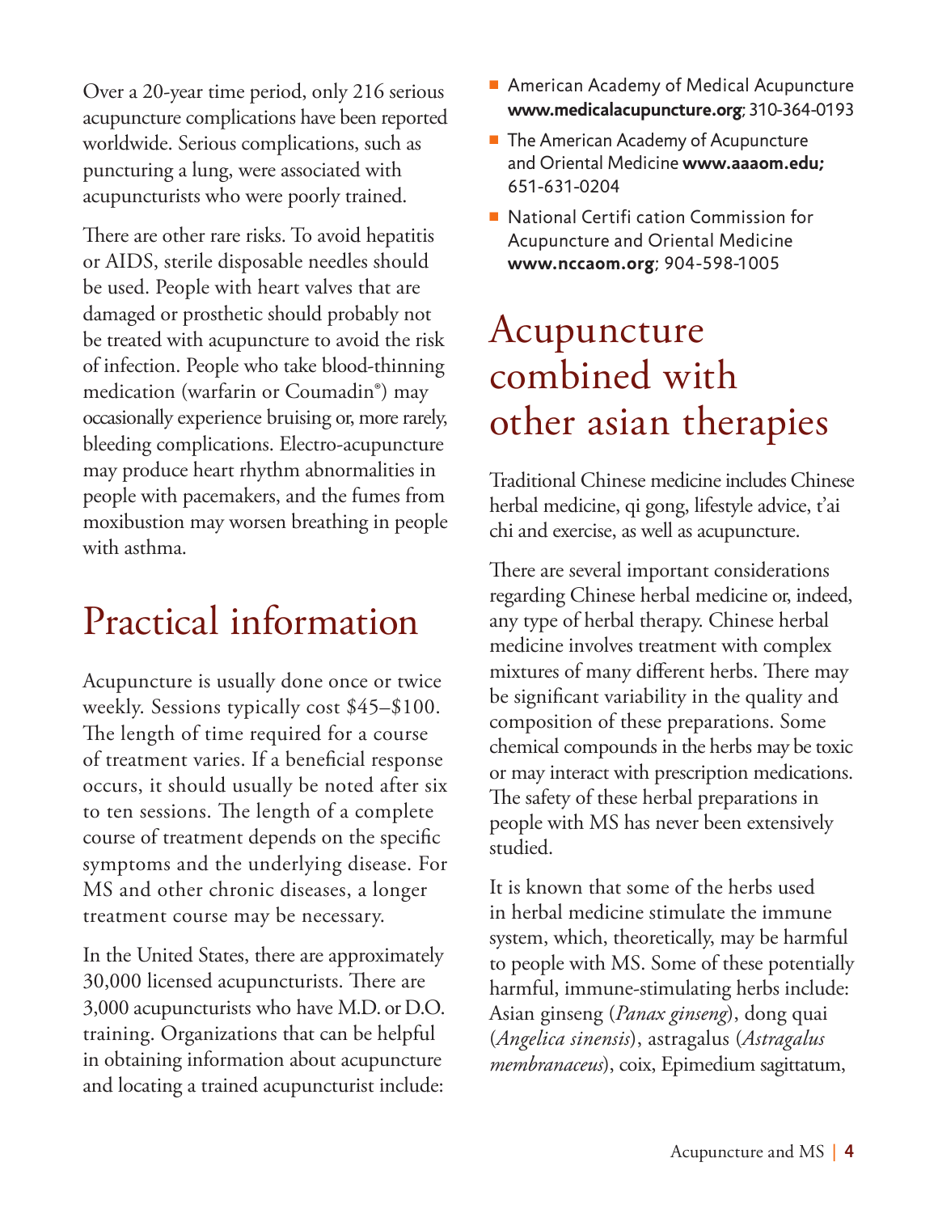Over a 20-year time period, only 216 serious acupuncture complications have been reported worldwide. Serious complications, such as puncturing a lung, were associated with acupuncturists who were poorly trained.

There are other rare risks. To avoid hepatitis or AIDS, sterile disposable needles should be used. People with heart valves that are damaged or prosthetic should probably not be treated with acupuncture to avoid the risk of infection. People who take blood-thinning medication (warfarin or Coumadin®) may occasionally experience bruising or, more rarely, bleeding complications. Electro-acupuncture may produce heart rhythm abnormalities in people with pacemakers, and the fumes from moxibustion may worsen breathing in people with asthma.

# Practical information

Acupuncture is usually done once or twice weekly. Sessions typically cost $45–$100. The length of time required for a course of treatment varies. If a beneficial response occurs, it should usually be noted after six to ten sessions. The length of a complete course of treatment depends on the specific symptoms and the underlying disease. For MS and other chronic diseases, a longer treatment course may be necessary.

In the United States, there are approximately 30,000 licensed acupuncturists. There are 3,000 acupuncturists who have M.D. or D.O. training. Organizations that can be helpful in obtaining information about acupuncture and locating a trained acupuncturist include:

- American Academy of Medical Acupuncture **www.medicalacupuncture.org**; 310-364-0193
- The American Academy of Acupuncture and Oriental Medicine **www.aaaom.edu;** 651-631-0204
- National Certifi cation Commission for Acupuncture and Oriental Medicine **www.nccaom.org**; 904-598-1005

# Acupuncture combined with other asian therapies

Traditional Chinese medicine includes Chinese herbal medicine, qi gong, lifestyle advice, t'ai chi and exercise, as well as acupuncture.

There are several important considerations regarding Chinese herbal medicine or, indeed, any type of herbal therapy. Chinese herbal medicine involves treatment with complex mixtures of many different herbs. There may be significant variability in the quality and composition of these preparations. Some chemical compounds in the herbs may be toxic or may interact with prescription medications. The safety of these herbal preparations in people with MS has never been extensively studied.

It is known that some of the herbs used in herbal medicine stimulate the immune system, which, theoretically, may be harmful to people with MS. Some of these potentially harmful, immune-stimulating herbs include: Asian ginseng (*Panax ginseng*), dong quai (*Angelica sinensis*), astragalus (*Astragalus membranaceus*), coix, Epimedium sagittatum,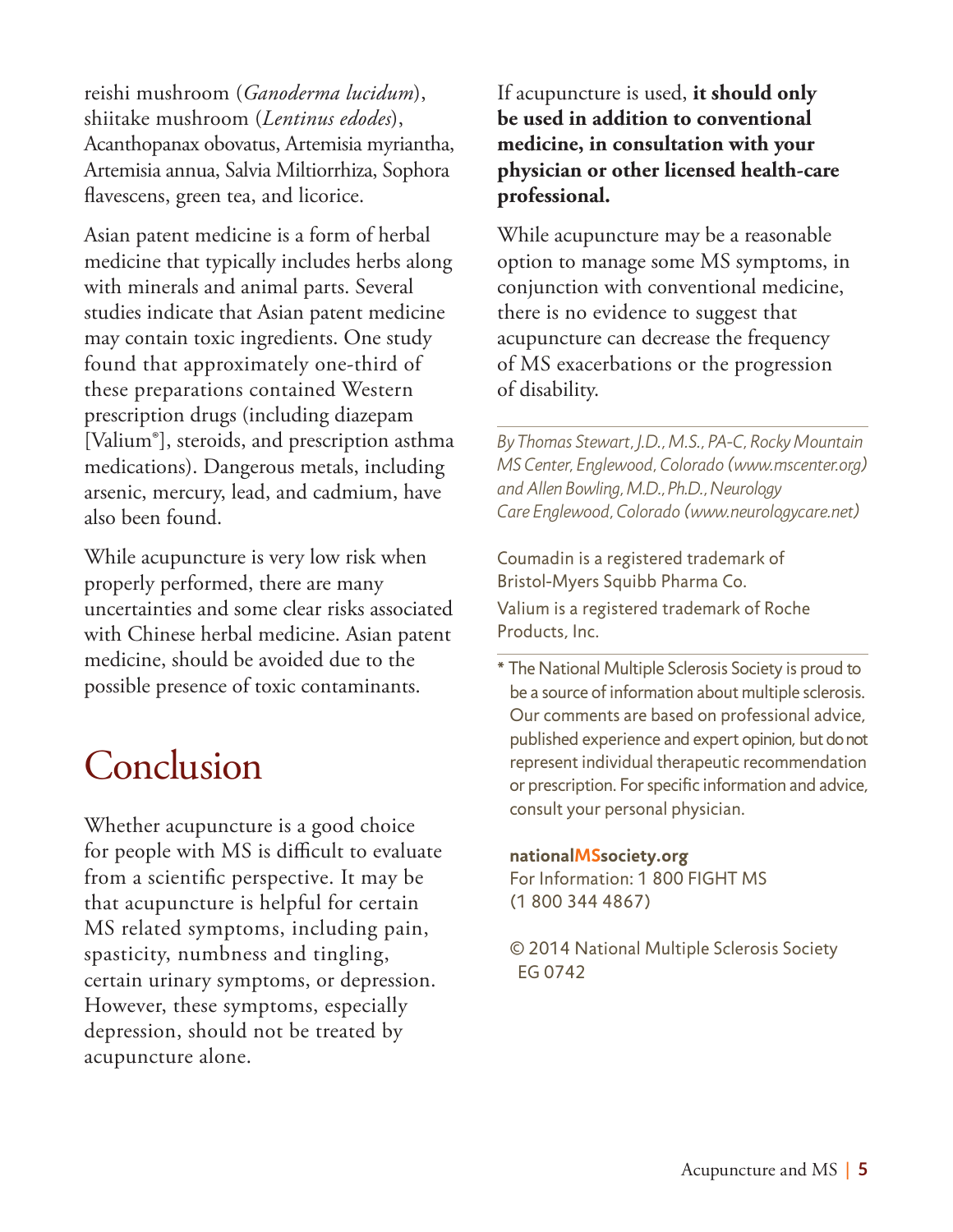reishi mushroom (*Ganoderma lucidum*), shiitake mushroom (*Lentinus edodes*), Acanthopanax obovatus, Artemisia myriantha, Artemisia annua, Salvia Miltiorrhiza, Sophora flavescens, green tea, and licorice.

Asian patent medicine is a form of herbal medicine that typically includes herbs along with minerals and animal parts. Several studies indicate that Asian patent medicine may contain toxic ingredients. One study found that approximately one-third of these preparations contained Western prescription drugs (including diazepam [Valium®], steroids, and prescription asthma medications). Dangerous metals, including arsenic, mercury, lead, and cadmium, have also been found.

While acupuncture is very low risk when properly performed, there are many uncertainties and some clear risks associated with Chinese herbal medicine. Asian patent medicine, should be avoided due to the possible presence of toxic contaminants.

# Conclusion

Whether acupuncture is a good choice for people with MS is difficult to evaluate from a scientific perspective. It may be that acupuncture is helpful for certain MS related symptoms, including pain, spasticity, numbness and tingling, certain urinary symptoms, or depression. However, these symptoms, especially depression, should not be treated by acupuncture alone.

If acupuncture is used, **it should only be used in addition to conventional medicine, in consultation with your physician or other licensed health-care professional.**

While acupuncture may be a reasonable option to manage some MS symptoms, in conjunction with conventional medicine, there is no evidence to suggest that acupuncture can decrease the frequency of MS exacerbations or the progression of disability.

---

*By Thomas Stewart, J.D., M.S., PA-C, Rocky Mountain MS Center, Englewood, Colorado (www.mscenter.org) and Allen Bowling, M.D., Ph.D., Neurology Care Englewood, Colorado (www.neurologycare.net)*

Coumadin is a registered trademark of Bristol-Myers Squibb Pharma Co.

Valium is a registered trademark of Roche Products, Inc.

---

* The National Multiple Sclerosis Society is proud to be a source of information about multiple sclerosis. Our comments are based on professional advice, published experience and expert opinion, but do not represent individual therapeutic recommendation or prescription. For specific information and advice, consult your personal physician.

**nationalMSsociety.org**
For Information: 1 800 FIGHT MS
(1 800 344 4867)

© 2014 National Multiple Sclerosis Society
EG 0742